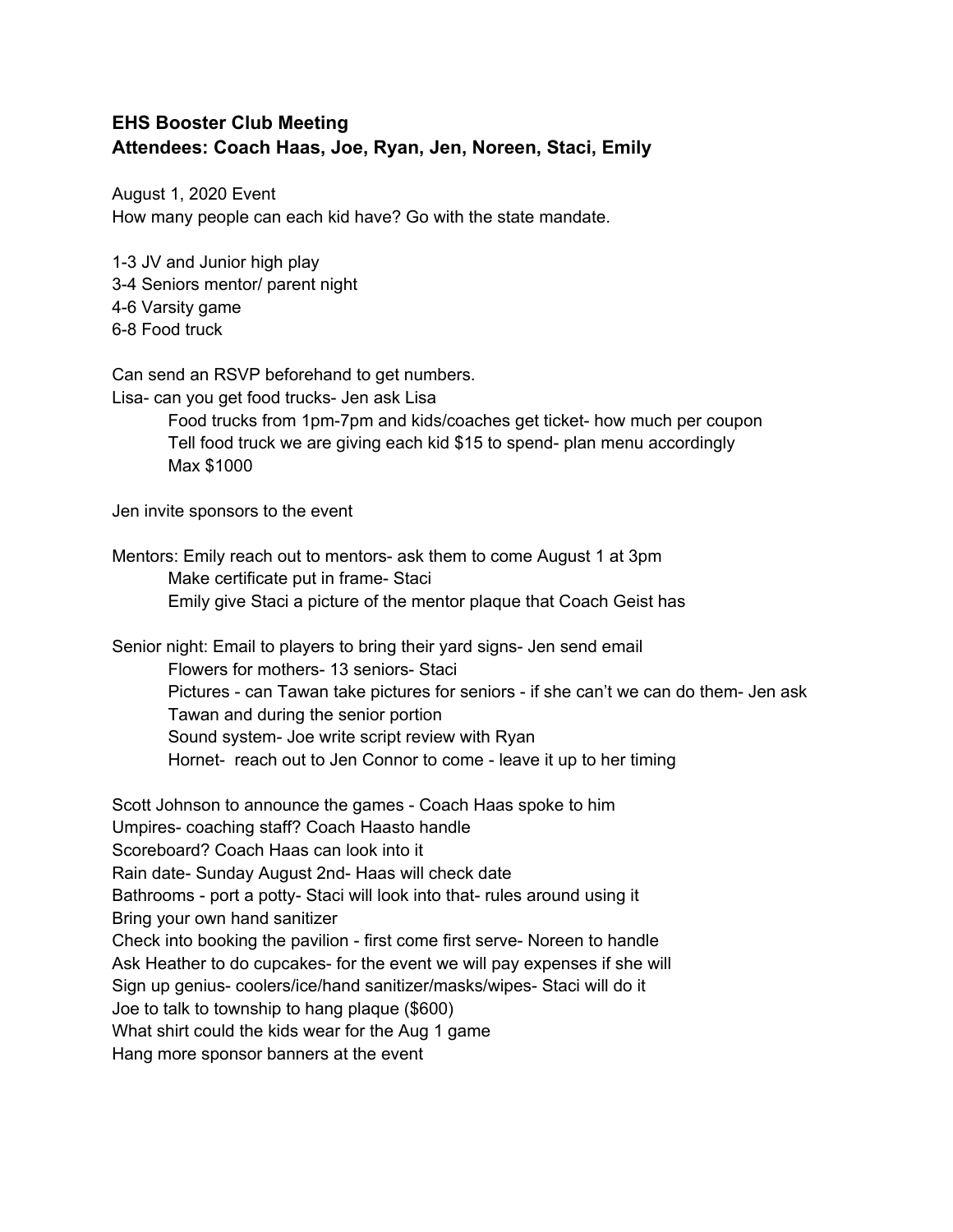**EHS Booster Club Meeting**
**Attendees: Coach Haas, Joe, Ryan, Jen, Noreen, Staci, Emily**

August 1, 2020 Event
How many people can each kid have? Go with the state mandate.

1-3 JV and Junior high play
3-4 Seniors mentor/ parent night
4-6 Varsity game
6-8 Food truck

Can send an RSVP beforehand to get numbers.
Lisa- can you get food trucks- Jen ask Lisa

- Food trucks from 1pm-7pm and kids/coaches get ticket- how much per coupon
- Tell food truck we are giving each kid $15 to spend- plan menu accordingly
- Max $1000

Jen invite sponsors to the event

Mentors: Emily reach out to mentors- ask them to come August 1 at 3pm

- Make certificate put in frame- Staci
- Emily give Staci a picture of the mentor plaque that Coach Geist has

Senior night: Email to players to bring their yard signs- Jen send email

- Flowers for mothers- 13 seniors- Staci
- Pictures - can Tawan take pictures for seniors - if she can't we can do them- Jen ask Tawan and during the senior portion
- Sound system- Joe write script review with Ryan
- Hornet- reach out to Jen Connor to come - leave it up to her timing

Scott Johnson to announce the games - Coach Haas spoke to him
Umpires- coaching staff? Coach Haasto handle
Scoreboard? Coach Haas can look into it
Rain date- Sunday August 2nd- Haas will check date
Bathrooms - port a potty- Staci will look into that- rules around using it
Bring your own hand sanitizer
Check into booking the pavilion - first come first serve- Noreen to handle
Ask Heather to do cupcakes- for the event we will pay expenses if she will
Sign up genius- coolers/ice/hand sanitizer/masks/wipes- Staci will do it
Joe to talk to township to hang plaque ($600)
What shirt could the kids wear for the Aug 1 game
Hang more sponsor banners at the event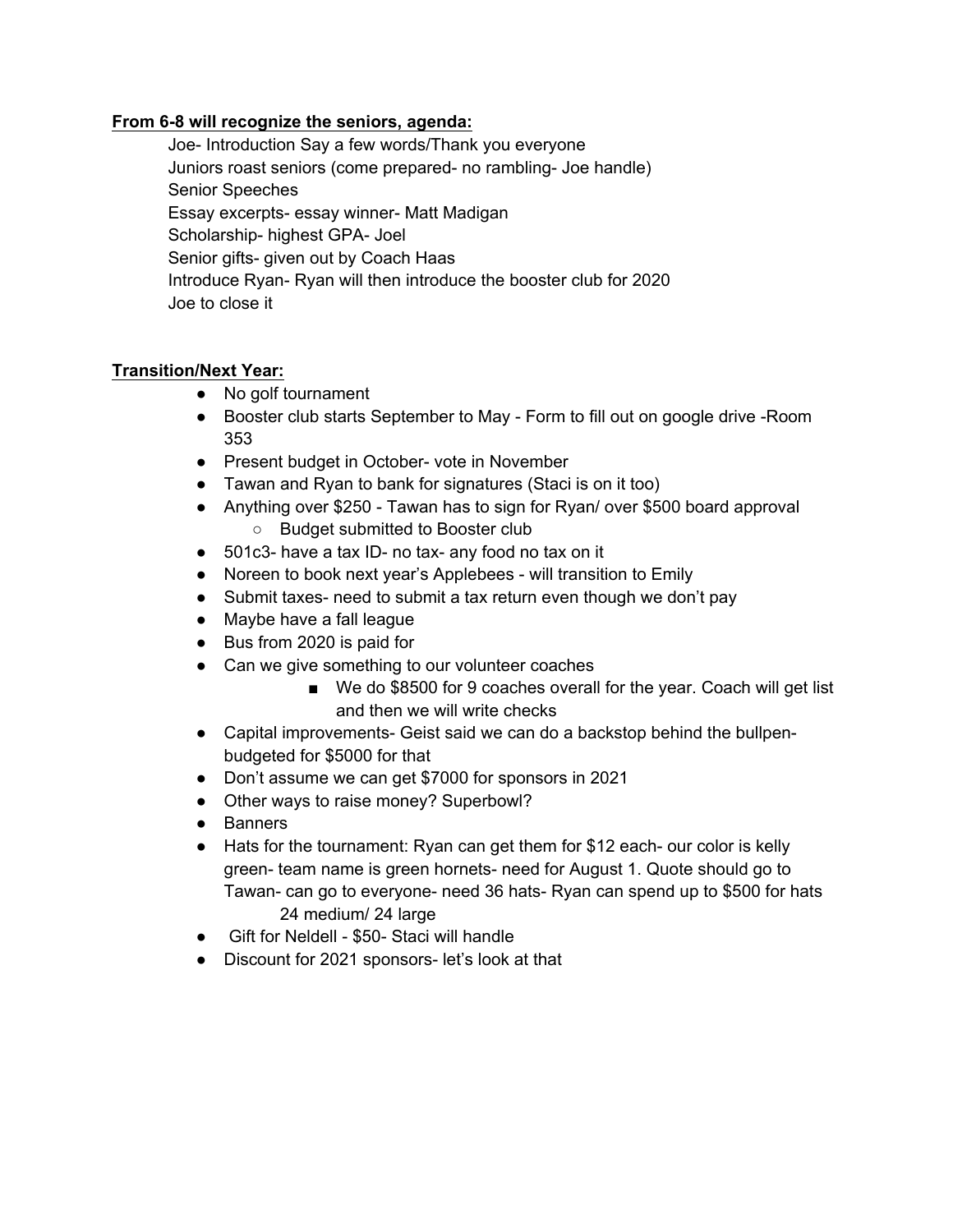**From 6-8 will recognize the seniors, agenda:**

Joe- Introduction Say a few words/Thank you everyone
Juniors roast seniors (come prepared- no rambling- Joe handle)
Senior Speeches
Essay excerpts- essay winner- Matt Madigan
Scholarship- highest GPA- Joel
Senior gifts- given out by Coach Haas
Introduce Ryan- Ryan will then introduce the booster club for 2020
Joe to close it

**Transition/Next Year:**

- No golf tournament
- Booster club starts September to May - Form to fill out on google drive -Room 353
- Present budget in October- vote in November
- Tawan and Ryan to bank for signatures (Staci is on it too)
- Anything over $250 - Tawan has to sign for Ryan/ over $500 board approval
  - Budget submitted to Booster club
- 501c3- have a tax ID- no tax- any food no tax on it
- Noreen to book next year's Applebees - will transition to Emily
- Submit taxes- need to submit a tax return even though we don't pay
- Maybe have a fall league
- Bus from 2020 is paid for
- Can we give something to our volunteer coaches
  - We do $8500 for 9 coaches overall for the year. Coach will get list and then we will write checks
- Capital improvements- Geist said we can do a backstop behind the bullpen- budgeted for $5000 for that
- Don't assume we can get $7000 for sponsors in 2021
- Other ways to raise money? Superbowl?
- Banners
- Hats for the tournament: Ryan can get them for $12 each- our color is kelly green- team name is green hornets- need for August 1. Quote should go to Tawan- can go to everyone- need 36 hats- Ryan can spend up to $500 for hats
  24 medium/ 24 large
- Gift for Neldell - $50- Staci will handle
- Discount for 2021 sponsors- let's look at that